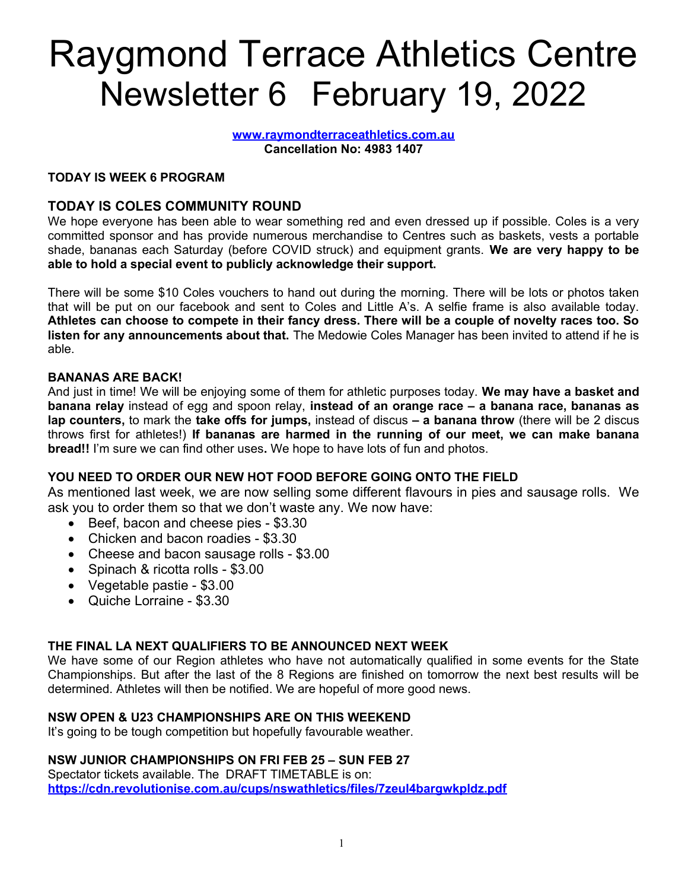# Raygmond Terrace Athletics Centre
# Newsletter 6 February 19, 2022

**[www.raymondterraceathletics.com.au](http://www.raymondterraceathletics.com.au)**
**Cancellation No: 4983 1407**

**TODAY IS WEEK 6 PROGRAM**

## TODAY IS COLES COMMUNITY ROUND

We hope everyone has been able to wear something red and even dressed up if possible. Coles is a very committed sponsor and has provide numerous merchandise to Centres such as baskets, vests a portable shade, bananas each Saturday (before COVID struck) and equipment grants. **We are very happy to be able to hold a special event to publicly acknowledge their support.**

There will be some $10 Coles vouchers to hand out during the morning. There will be lots or photos taken that will be put on our facebook and sent to Coles and Little A's. A selfie frame is also available today. **Athletes can choose to compete in their fancy dress. There will be a couple of novelty races too. So listen for any announcements about that.** The Medowie Coles Manager has been invited to attend if he is able.

**BANANAS ARE BACK!**

And just in time! We will be enjoying some of them for athletic purposes today. **We may have a basket and banana relay** instead of egg and spoon relay, **instead of an orange race – a banana race, bananas as lap counters,** to mark the **take offs for jumps,** instead of discus **– a banana throw** (there will be 2 discus throws first for athletes!) **If bananas are harmed in the running of our meet, we can make banana bread!!** I'm sure we can find other uses**.** We hope to have lots of fun and photos.

**YOU NEED TO ORDER OUR NEW HOT FOOD BEFORE GOING ONTO THE FIELD**

As mentioned last week, we are now selling some different flavours in pies and sausage rolls. We ask you to order them so that we don't waste any. We now have:

- Beef, bacon and cheese pies - $3.30
- Chicken and bacon roadies - $3.30
- Cheese and bacon sausage rolls - $3.00
- Spinach & ricotta rolls - $3.00
- Vegetable pastie - $3.00
- Quiche Lorraine - $3.30

**THE FINAL LA NEXT QUALIFIERS TO BE ANNOUNCED NEXT WEEK**

We have some of our Region athletes who have not automatically qualified in some events for the State Championships. But after the last of the 8 Regions are finished on tomorrow the next best results will be determined. Athletes will then be notified. We are hopeful of more good news.

**NSW OPEN & U23 CHAMPIONSHIPS ARE ON THIS WEEKEND**

It's going to be tough competition but hopefully favourable weather.

**NSW JUNIOR CHAMPIONSHIPS ON FRI FEB 25 – SUN FEB 27**

Spectator tickets available. The DRAFT TIMETABLE is on:
**[https://cdn.revolutionise.com.au/cups/nswathletics/files/7zeul4bargwkpldz.pdf](https://cdn.revolutionise.com.au/cups/nswathletics/files/7zeul4bargwkpldz.pdf)**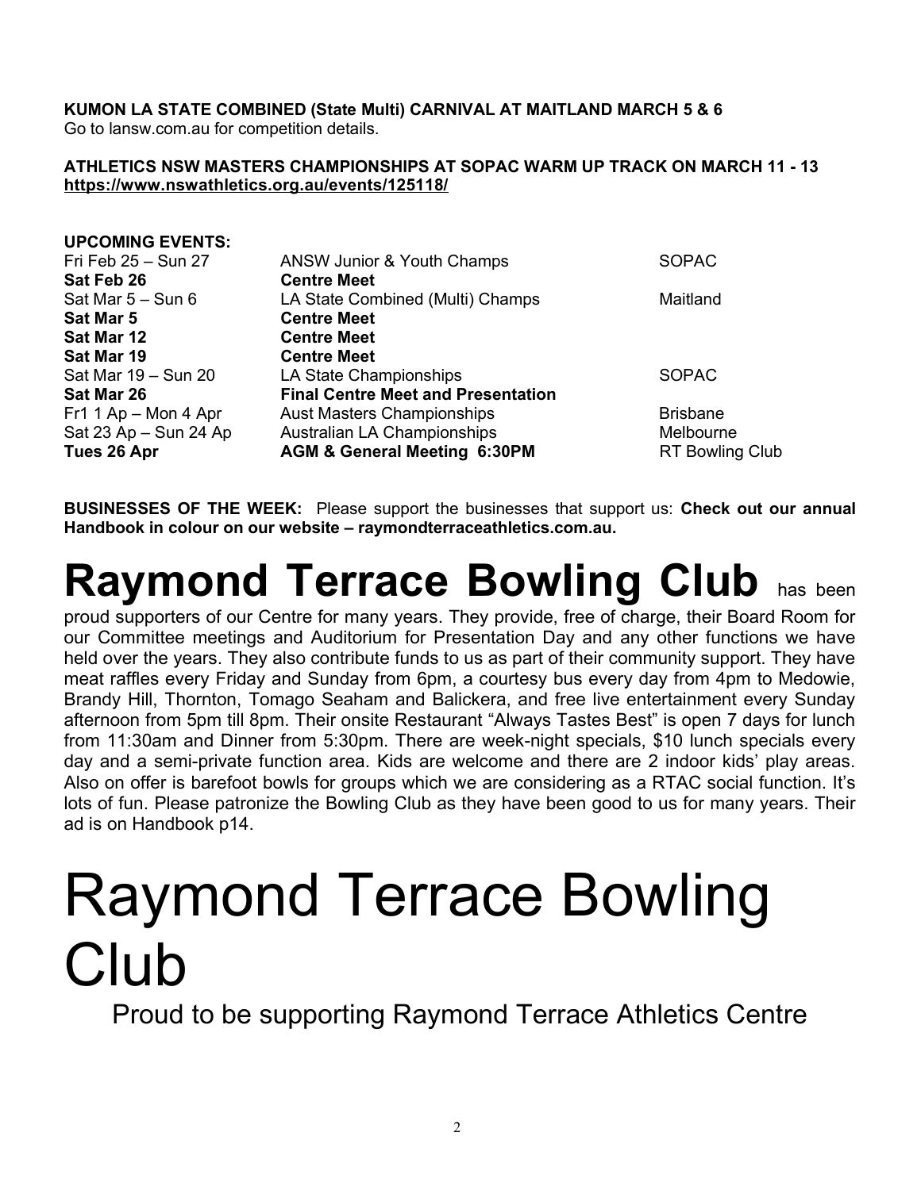**KUMON LA STATE COMBINED (State Multi) CARNIVAL AT MAITLAND MARCH 5 & 6**
Go to lansw.com.au for competition details.

**ATHLETICS NSW MASTERS CHAMPIONSHIPS AT SOPAC WARM UP TRACK ON MARCH 11 - 13**
**https://www.nswathletics.org.au/events/125118/**

**UPCOMING EVENTS:**

| | | |
|---|---|---|
| Fri Feb 25 – Sun 27 | ANSW Junior & Youth Champs | SOPAC |
| **Sat Feb 26** | **Centre Meet** | |
| Sat Mar 5 – Sun 6 | LA State Combined (Multi) Champs | Maitland |
| **Sat Mar 5** | **Centre Meet** | |
| **Sat Mar 12** | **Centre Meet** | |
| **Sat Mar 19** | **Centre Meet** | |
| Sat Mar 19 – Sun 20 | LA State Championships | SOPAC |
| **Sat Mar 26** | **Final Centre Meet and Presentation** | |
| Fr1 1 Ap – Mon 4 Apr | Aust Masters Championships | Brisbane |
| Sat 23 Ap – Sun 24 Ap | Australian LA Championships | Melbourne |
| **Tues 26 Apr** | **AGM & General Meeting 6:30PM** | RT Bowling Club |

**BUSINESSES OF THE WEEK:** Please support the businesses that support us: **Check out our annual Handbook in colour on our website – raymondterraceathletics.com.au.**

**Raymond Terrace Bowling Club** has been proud supporters of our Centre for many years. They provide, free of charge, their Board Room for our Committee meetings and Auditorium for Presentation Day and any other functions we have held over the years. They also contribute funds to us as part of their community support. They have meat raffles every Friday and Sunday from 6pm, a courtesy bus every day from 4pm to Medowie, Brandy Hill, Thornton, Tomago Seaham and Balickera, and free live entertainment every Sunday afternoon from 5pm till 8pm. Their onsite Restaurant "Always Tastes Best" is open 7 days for lunch from 11:30am and Dinner from 5:30pm. There are week-night specials, $10 lunch specials every day and a semi-private function area. Kids are welcome and there are 2 indoor kids' play areas. Also on offer is barefoot bowls for groups which we are considering as a RTAC social function. It's lots of fun. Please patronize the Bowling Club as they have been good to us for many years. Their ad is on Handbook p14.

# Raymond Terrace Bowling Club

Proud to be supporting Raymond Terrace Athletics Centre